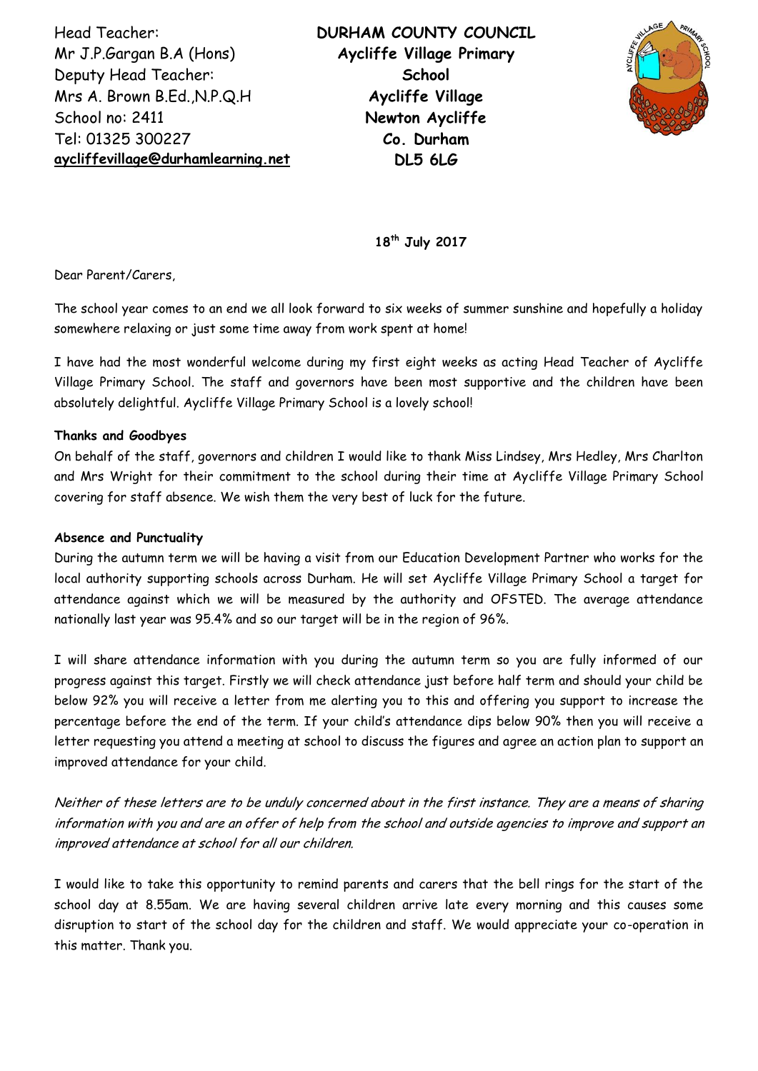Head Teacher:
Mr J.P.Gargan B.A (Hons)
Deputy Head Teacher:
Mrs A. Brown B.Ed.,N.P.Q.H
School no: 2411
Tel: 01325 300227
**aycliffevillage@durhamlearning.net**

**DURHAM COUNTY COUNCIL**
**Aycliffe Village Primary School**
**Aycliffe Village**
**Newton Aycliffe**
**Co. Durham**
**DL5 6LG**

**18th July 2017**

Dear Parent/Carers,

The school year comes to an end we all look forward to six weeks of summer sunshine and hopefully a holiday somewhere relaxing or just some time away from work spent at home!

I have had the most wonderful welcome during my first eight weeks as acting Head Teacher of Aycliffe Village Primary School. The staff and governors have been most supportive and the children have been absolutely delightful. Aycliffe Village Primary School is a lovely school!

**Thanks and Goodbyes**

On behalf of the staff, governors and children I would like to thank Miss Lindsey, Mrs Hedley, Mrs Charlton and Mrs Wright for their commitment to the school during their time at Aycliffe Village Primary School covering for staff absence. We wish them the very best of luck for the future.

**Absence and Punctuality**

During the autumn term we will be having a visit from our Education Development Partner who works for the local authority supporting schools across Durham. He will set Aycliffe Village Primary School a target for attendance against which we will be measured by the authority and OFSTED. The average attendance nationally last year was 95.4% and so our target will be in the region of 96%.

I will share attendance information with you during the autumn term so you are fully informed of our progress against this target. Firstly we will check attendance just before half term and should your child be below 92% you will receive a letter from me alerting you to this and offering you support to increase the percentage before the end of the term. If your child's attendance dips below 90% then you will receive a letter requesting you attend a meeting at school to discuss the figures and agree an action plan to support an improved attendance for your child.

*Neither of these letters are to be unduly concerned about in the first instance. They are a means of sharing information with you and are an offer of help from the school and outside agencies to improve and support an improved attendance at school for all our children.*

I would like to take this opportunity to remind parents and carers that the bell rings for the start of the school day at 8.55am. We are having several children arrive late every morning and this causes some disruption to start of the school day for the children and staff. We would appreciate your co-operation in this matter. Thank you.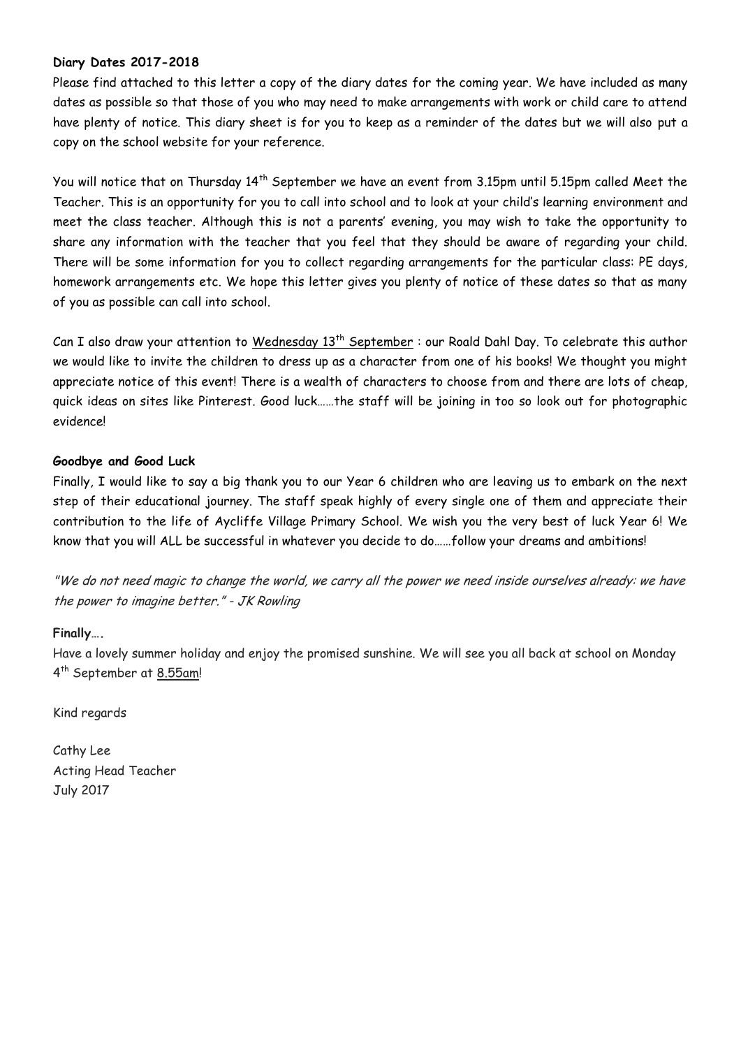**Diary Dates 2017-2018**

Please find attached to this letter a copy of the diary dates for the coming year. We have included as many dates as possible so that those of you who may need to make arrangements with work or child care to attend have plenty of notice. This diary sheet is for you to keep as a reminder of the dates but we will also put a copy on the school website for your reference.

You will notice that on Thursday 14th September we have an event from 3.15pm until 5.15pm called Meet the Teacher. This is an opportunity for you to call into school and to look at your child's learning environment and meet the class teacher. Although this is not a parents' evening, you may wish to take the opportunity to share any information with the teacher that you feel that they should be aware of regarding your child. There will be some information for you to collect regarding arrangements for the particular class: PE days, homework arrangements etc. We hope this letter gives you plenty of notice of these dates so that as many of you as possible can call into school.

Can I also draw your attention to Wednesday 13th September : our Roald Dahl Day. To celebrate this author we would like to invite the children to dress up as a character from one of his books! We thought you might appreciate notice of this event! There is a wealth of characters to choose from and there are lots of cheap, quick ideas on sites like Pinterest. Good luck……the staff will be joining in too so look out for photographic evidence!

**Goodbye and Good Luck**

Finally, I would like to say a big thank you to our Year 6 children who are leaving us to embark on the next step of their educational journey. The staff speak highly of every single one of them and appreciate their contribution to the life of Aycliffe Village Primary School. We wish you the very best of luck Year 6! We know that you will ALL be successful in whatever you decide to do……follow your dreams and ambitions!

*"We do not need magic to change the world, we carry all the power we need inside ourselves already: we have the power to imagine better." - JK Rowling*

**Finally….**

Have a lovely summer holiday and enjoy the promised sunshine. We will see you all back at school on Monday 4th September at 8.55am!

Kind regards

Cathy Lee
Acting Head Teacher
July 2017